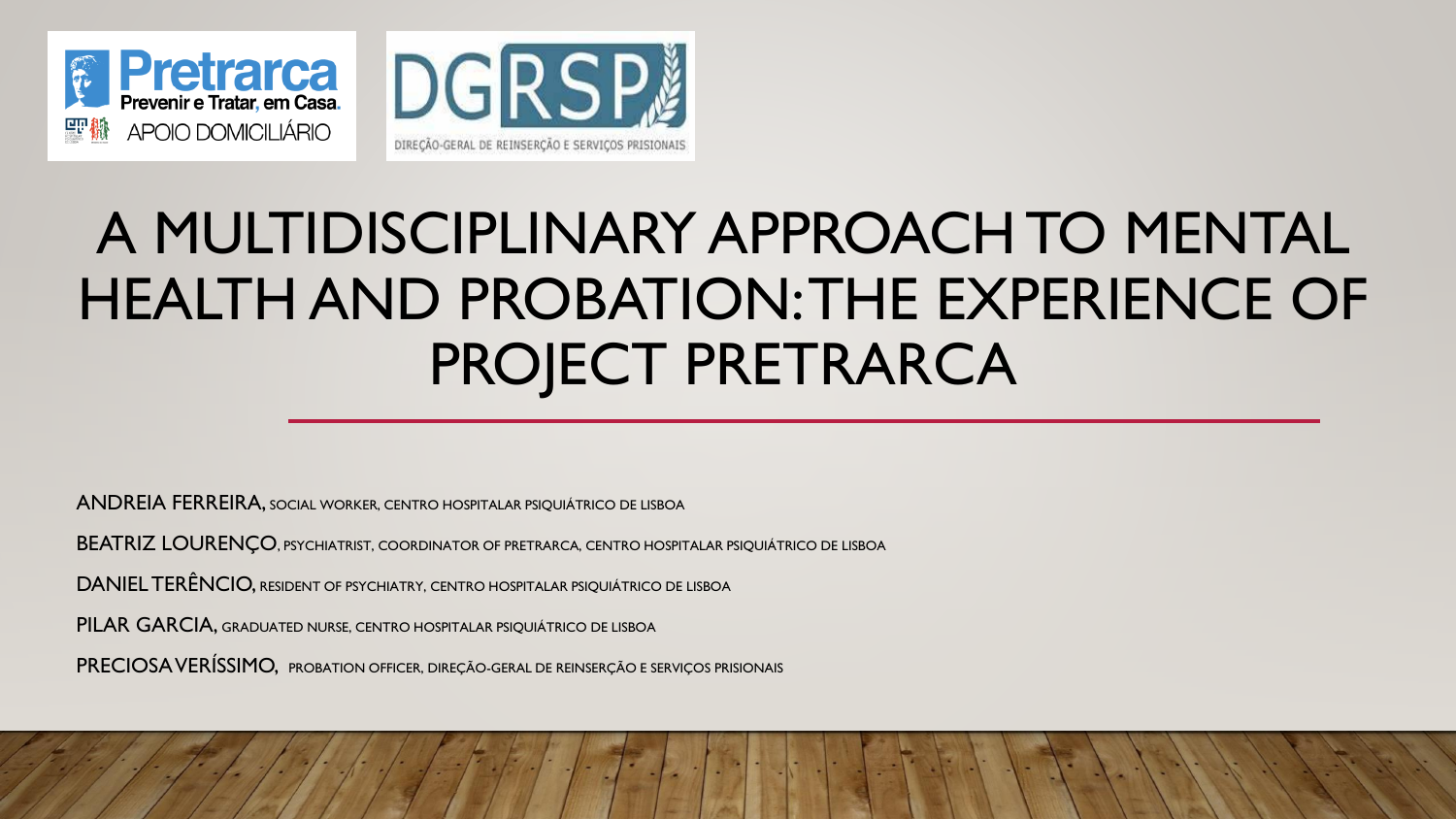# A MULTIDISCIPLINARY APPROACH TO MENTAL HEALTH AND PROBATION: THE EXPERIENCE OF PROJECT PRETRARCA

ANDREIA FERREIRA, SOCIAL WORKER, CENTRO HOSPITALAR PSIQUIÁTRICO DE LISBOA

BEATRIZ LOURENÇO, PSYCHIATRIST, COORDINATOR OF PRETRARCA, CENTRO HOSPITALAR PSIQUIÁTRICO DE LISBOA

DANIEL TERÊNCIO, RESIDENT OF PSYCHIATRY, CENTRO HOSPITALAR PSIQUIÁTRICO DE LISBOA

PILAR GARCIA, GRADUATED NURSE, CENTRO HOSPITALAR PSIQUIÁTRICO DE LISBOA

PRECIOSA VERÍSSIMO, PROBATION OFFICER, DIREÇÃO-GERAL DE REINSERÇÃO E SERVIÇOS PRISIONAIS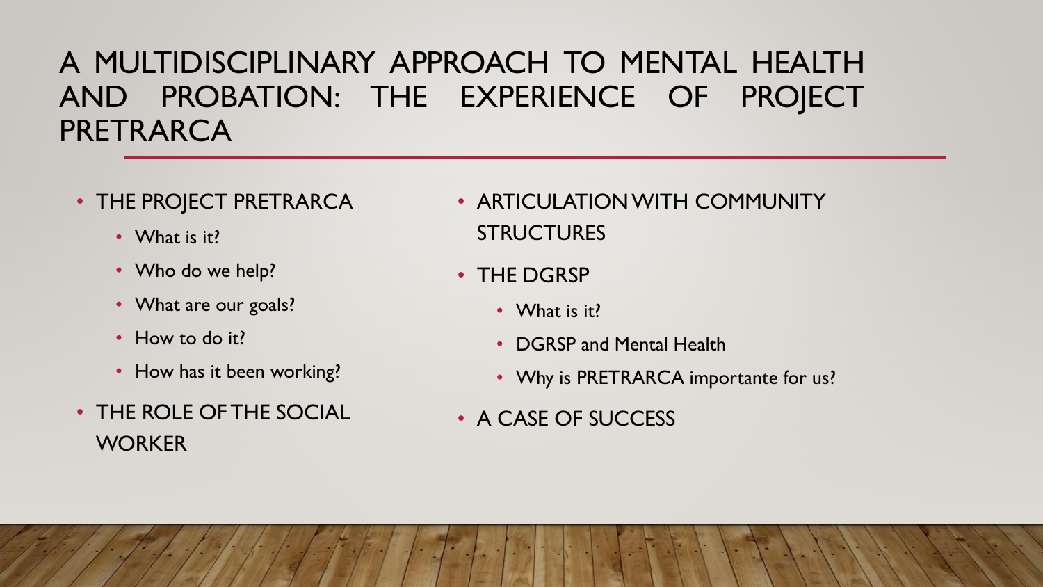# A MULTIDISCIPLINARY APPROACH TO MENTAL HEALTH AND PROBATION: THE EXPERIENCE OF PROJECT PRETRARCA

- THE PROJECT PRETRARCA
  - What is it?
  - Who do we help?
  - What are our goals?
  - How to do it?
  - How has it been working?
- THE ROLE OF THE SOCIAL WORKER
- ARTICULATION WITH COMMUNITY STRUCTURES
- THE DGRSP
  - What is it?
  - DGRSP and Mental Health
  - Why is PRETRARCA importante for us?
- A CASE OF SUCCESS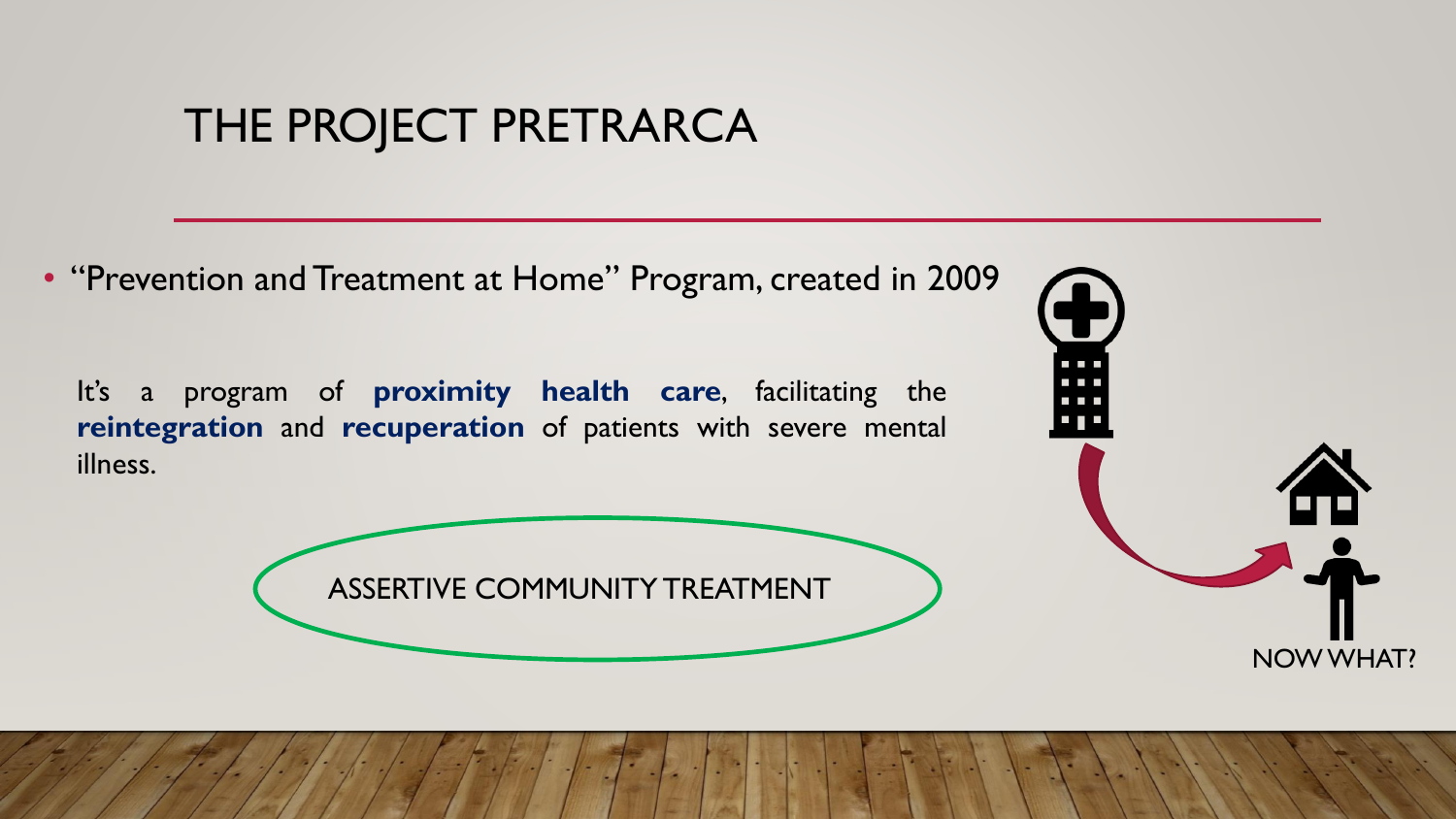# THE PROJECT PRETRARCA

- "Prevention and Treatment at Home" Program, created in 2009

It's a program of **proximity health care**, facilitating the **reintegration** and **recuperation** of patients with severe mental illness.

ASSERTIVE COMMUNITY TREATMENT

NOW WHAT?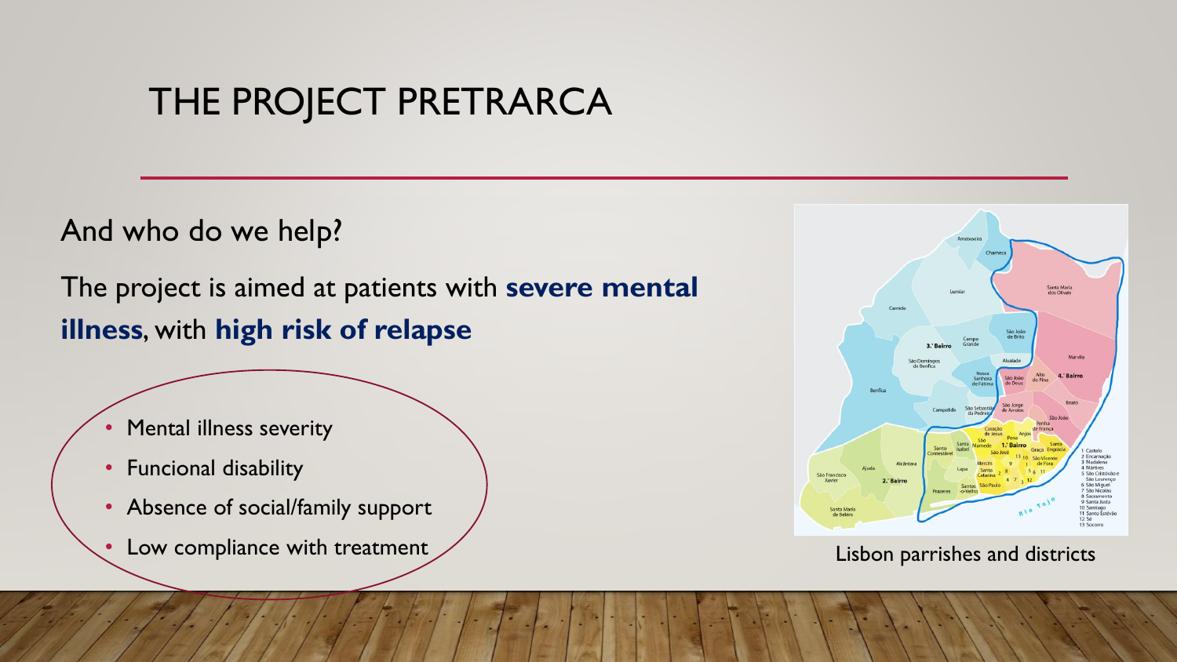# THE PROJECT PRETRARCA

And who do we help?

The project is aimed at patients with **severe mental illness**, with **high risk of relapse**

- Mental illness severity
- Funcional disability
- Absence of social/family support
- Low compliance with treatment

Lisbon parrishes and districts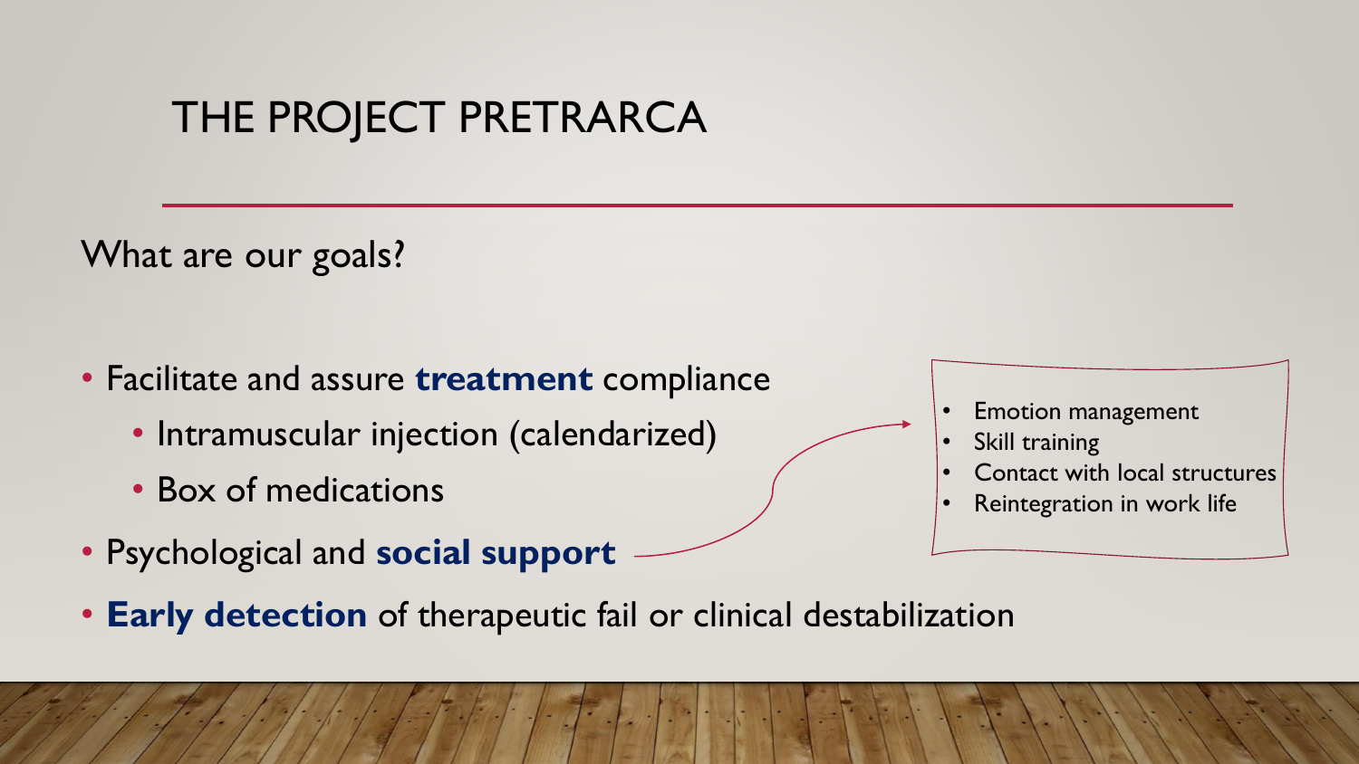# THE PROJECT PRETRARCA

What are our goals?

- Facilitate and assure **treatment** compliance
  - Intramuscular injection (calendarized)
  - Box of medications
- Psychological and **social support**
  - Emotion management
  - Skill training
  - Contact with local structures
  - Reintegration in work life
- **Early detection** of therapeutic fail or clinical destabilization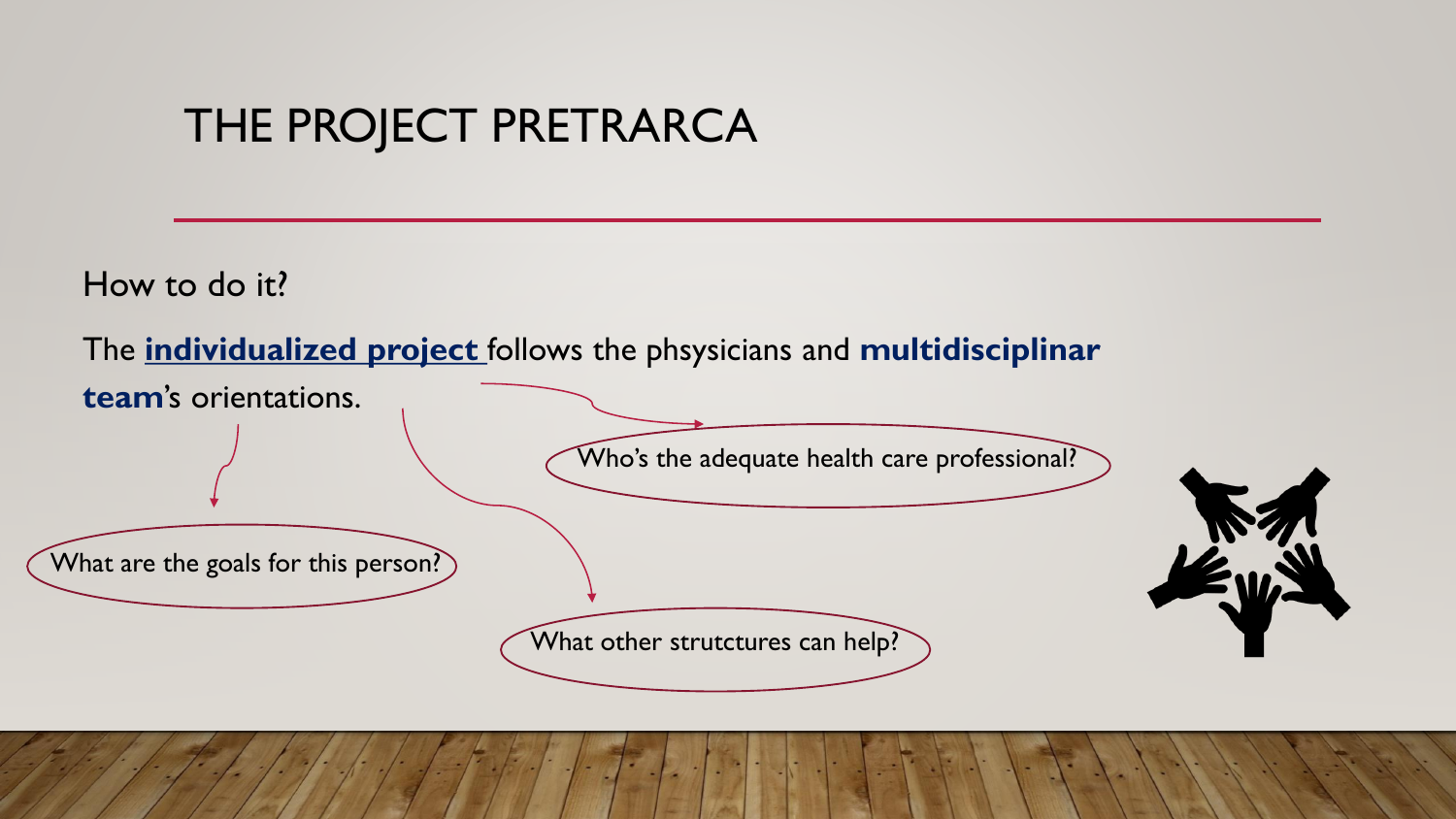# THE PROJECT PRETRARCA

How to do it?

The **individualized project** follows the phsysicians and **multidisciplinar team**'s orientations.

What are the goals for this person?

Who's the adequate health care professional?

What other strutctures can help?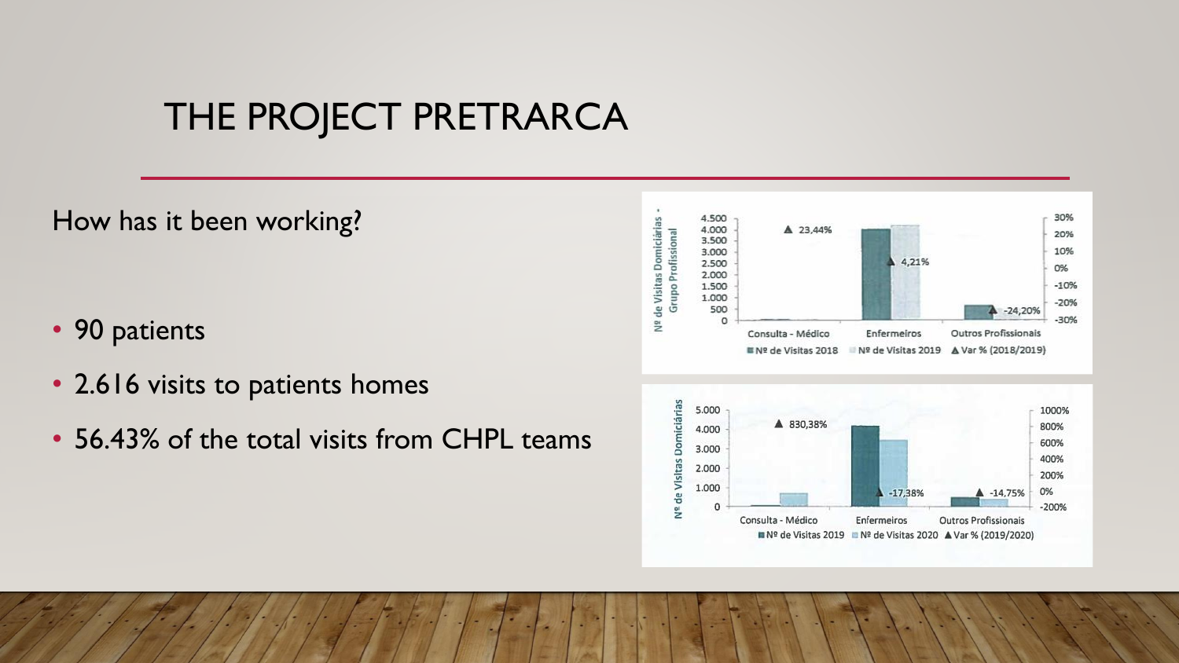# THE PROJECT PRETRARCA

How has it been working?

- 90 patients
- 2.616 visits to patients homes
- 56.43% of the total visits from CHPL teams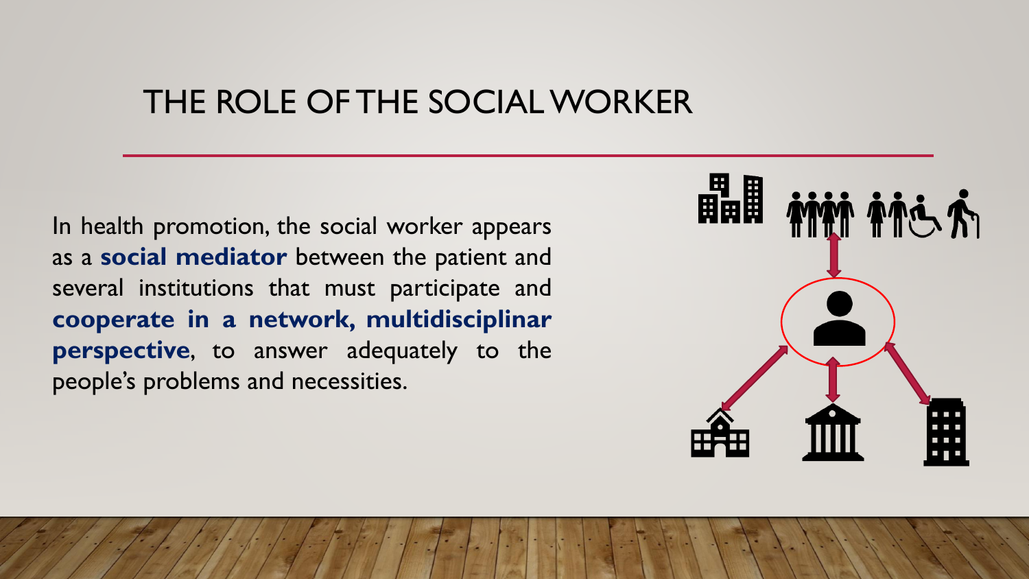# THE ROLE OF THE SOCIAL WORKER

In health promotion, the social worker appears as a **social mediator** between the patient and several institutions that must participate and **cooperate in a network, multidisciplinar perspective**, to answer adequately to the people's problems and necessities.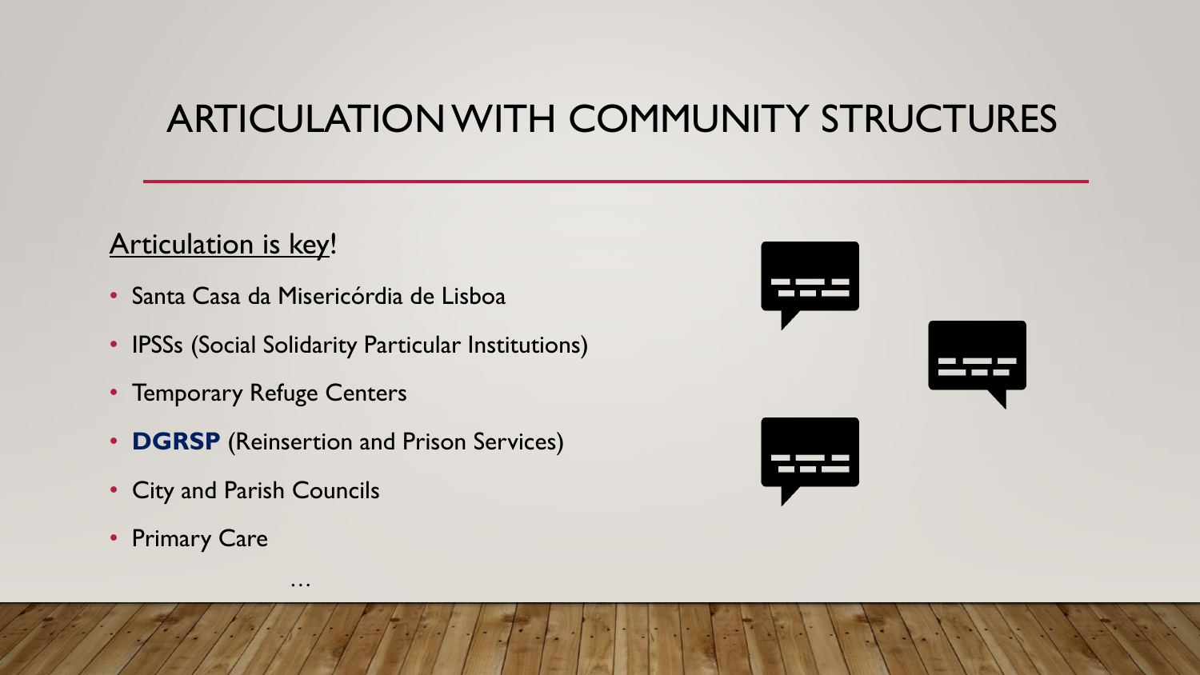# ARTICULATION WITH COMMUNITY STRUCTURES

Articulation is key!

- Santa Casa da Misericórdia de Lisboa
- IPSSs (Social Solidarity Particular Institutions)
- Temporary Refuge Centers
- **DGRSP** (Reinsertion and Prison Services)
- City and Parish Councils
- Primary Care

…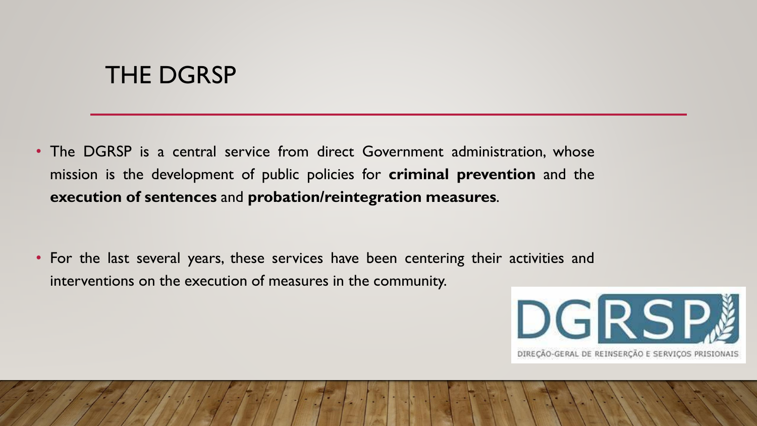# THE DGRSP

- The DGRSP is a central service from direct Government administration, whose mission is the development of public policies for **criminal prevention** and the **execution of sentences** and **probation/reintegration measures**.

- For the last several years, these services have been centering their activities and interventions on the execution of measures in the community.

DGRSP
DIREÇÃO-GERAL DE REINSERÇÃO E SERVIÇOS PRISIONAIS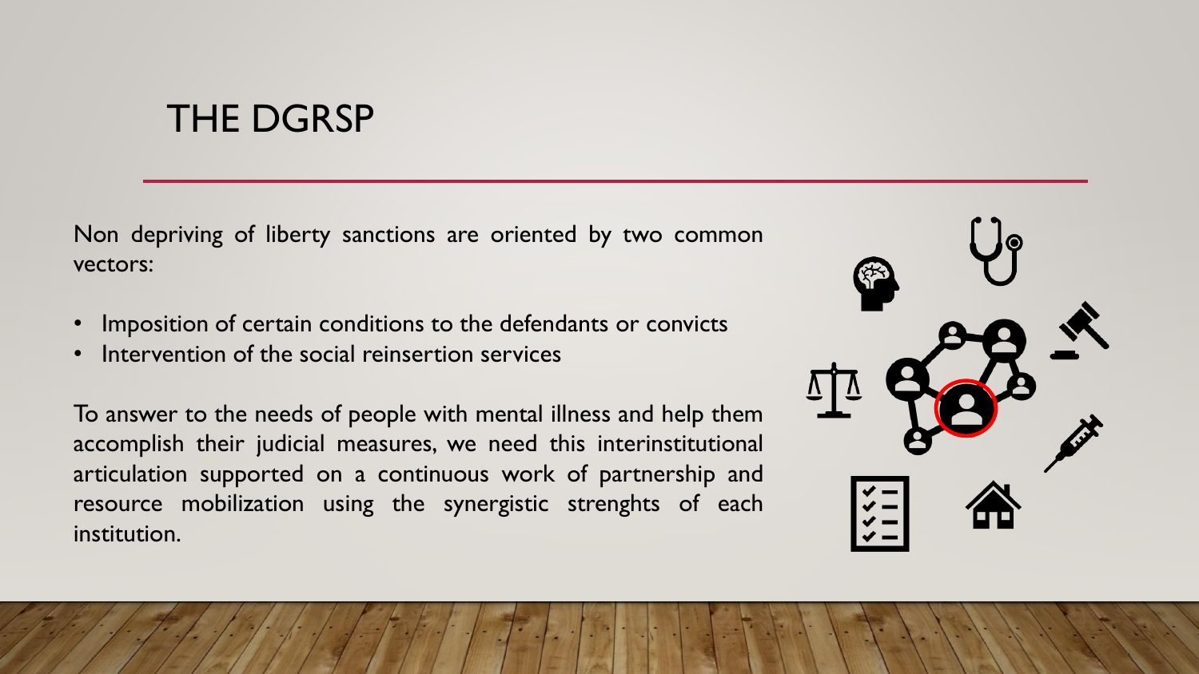# THE DGRSP

Non depriving of liberty sanctions are oriented by two common vectors:

- Imposition of certain conditions to the defendants or convicts
- Intervention of the social reinsertion services

To answer to the needs of people with mental illness and help them accomplish their judicial measures, we need this interinstitutional articulation supported on a continuous work of partnership and resource mobilization using the synergistic strenghts of each institution.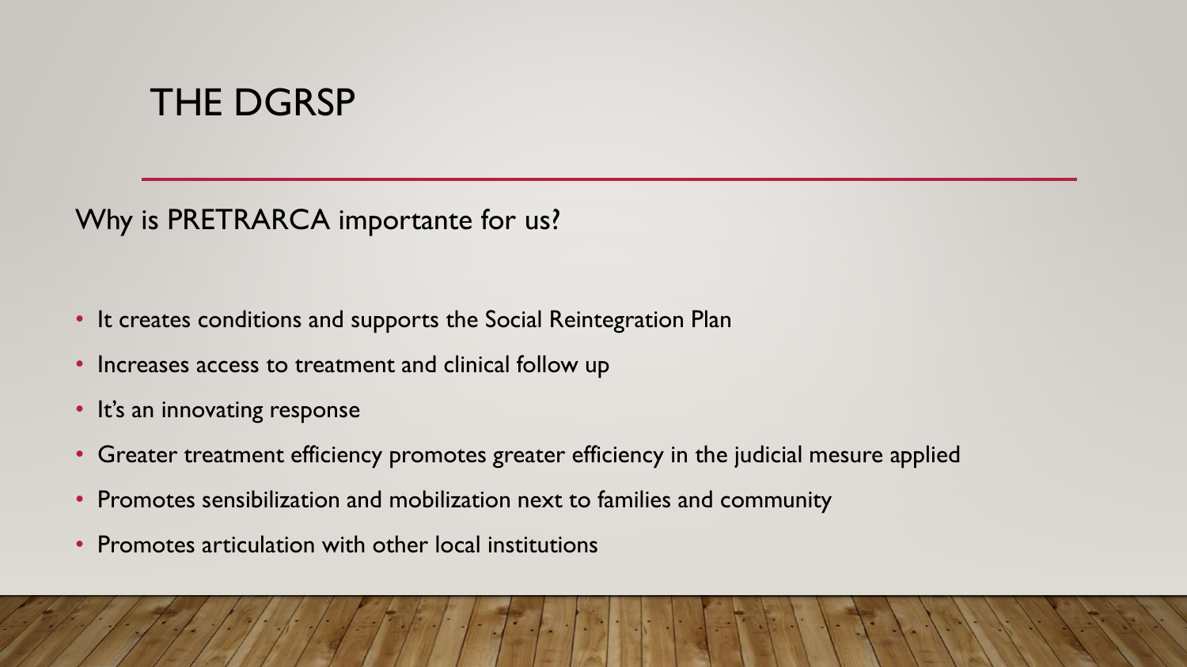# THE DGRSP

Why is PRETRARCA importante for us?

- It creates conditions and supports the Social Reintegration Plan
- Increases access to treatment and clinical follow up
- It's an innovating response
- Greater treatment efficiency promotes greater efficiency in the judicial mesure applied
- Promotes sensibilization and mobilization next to families and community
- Promotes articulation with other local institutions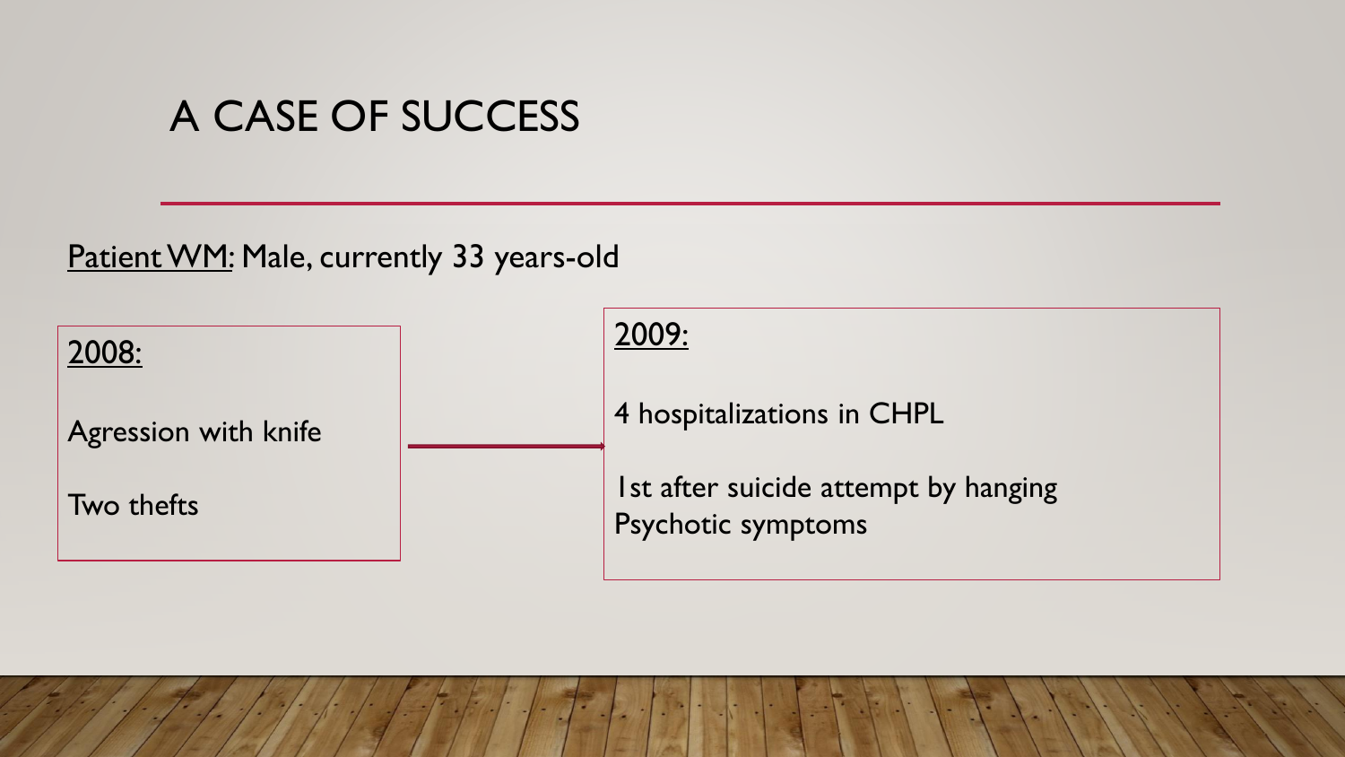# A CASE OF SUCCESS

Patient WM: Male, currently 33 years-old

**2008:**

Agression with knife

Two thefts

→

**2009:**

4 hospitalizations in CHPL

1st after suicide attempt by hanging
Psychotic symptoms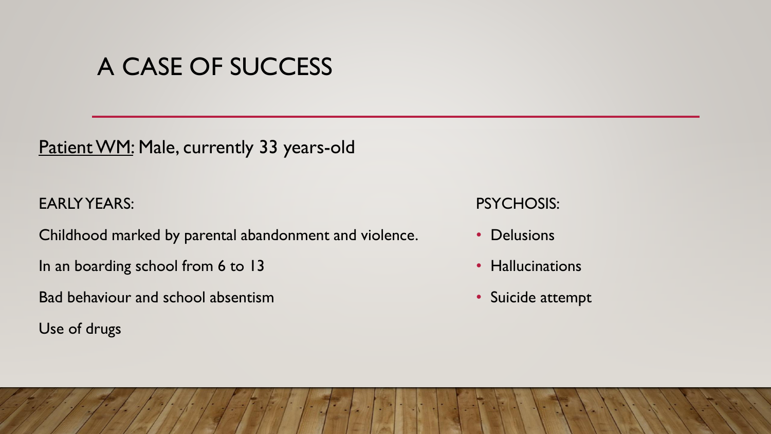# A CASE OF SUCCESS

<u>Patient WM</u>: Male, currently 33 years-old

EARLY YEARS:

Childhood marked by parental abandonment and violence.

In an boarding school from 6 to 13

Bad behaviour and school absentism

Use of drugs

PSYCHOSIS:

- Delusions
- Hallucinations
- Suicide attempt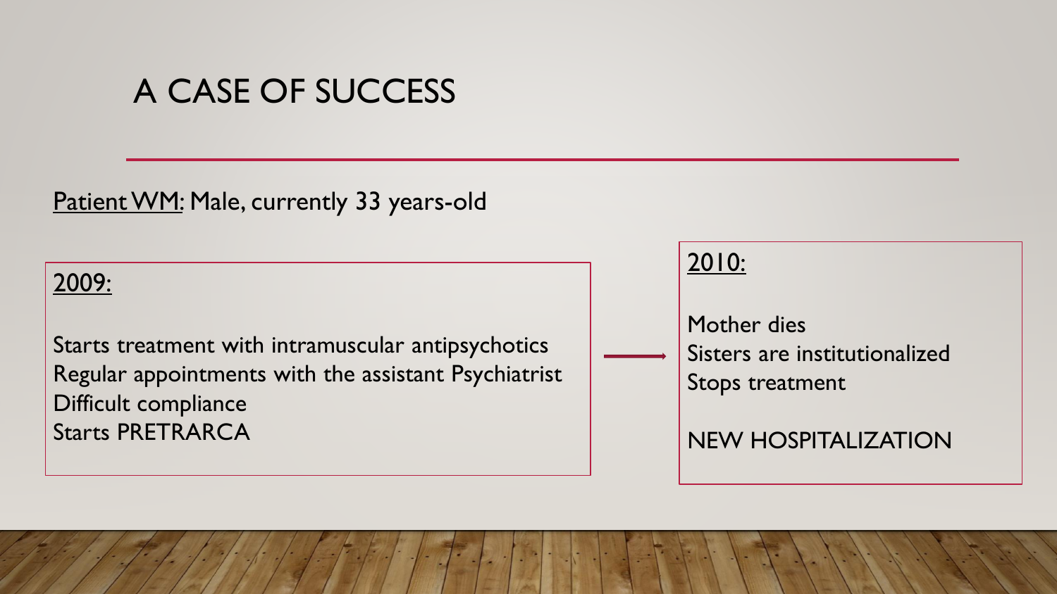# A CASE OF SUCCESS

Patient WM: Male, currently 33 years-old

2009:

Starts treatment with intramuscular antipsychotics
Regular appointments with the assistant Psychiatrist
Difficult compliance
Starts PRETRARCA

→

2010:

Mother dies
Sisters are institutionalized
Stops treatment

NEW HOSPITALIZATION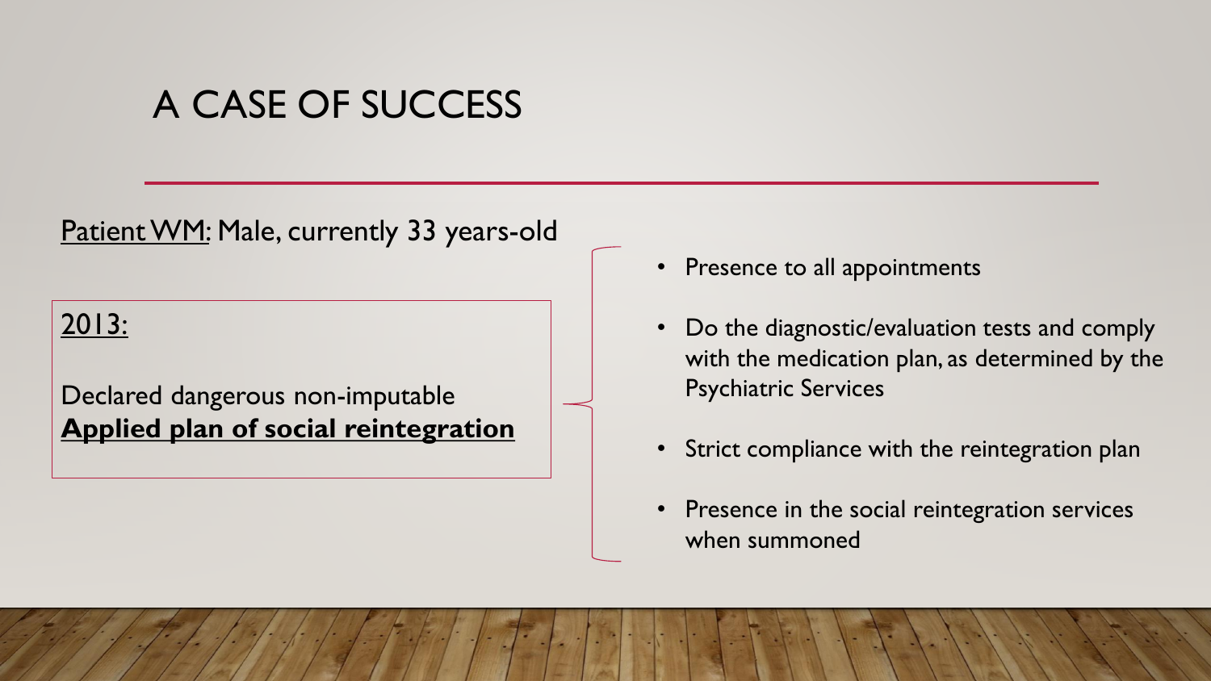# A CASE OF SUCCESS

Patient WM: Male, currently 33 years-old

2013:

Declared dangerous non-imputable
**Applied plan of social reintegration**

- Presence to all appointments
- Do the diagnostic/evaluation tests and comply with the medication plan, as determined by the Psychiatric Services
- Strict compliance with the reintegration plan
- Presence in the social reintegration services when summoned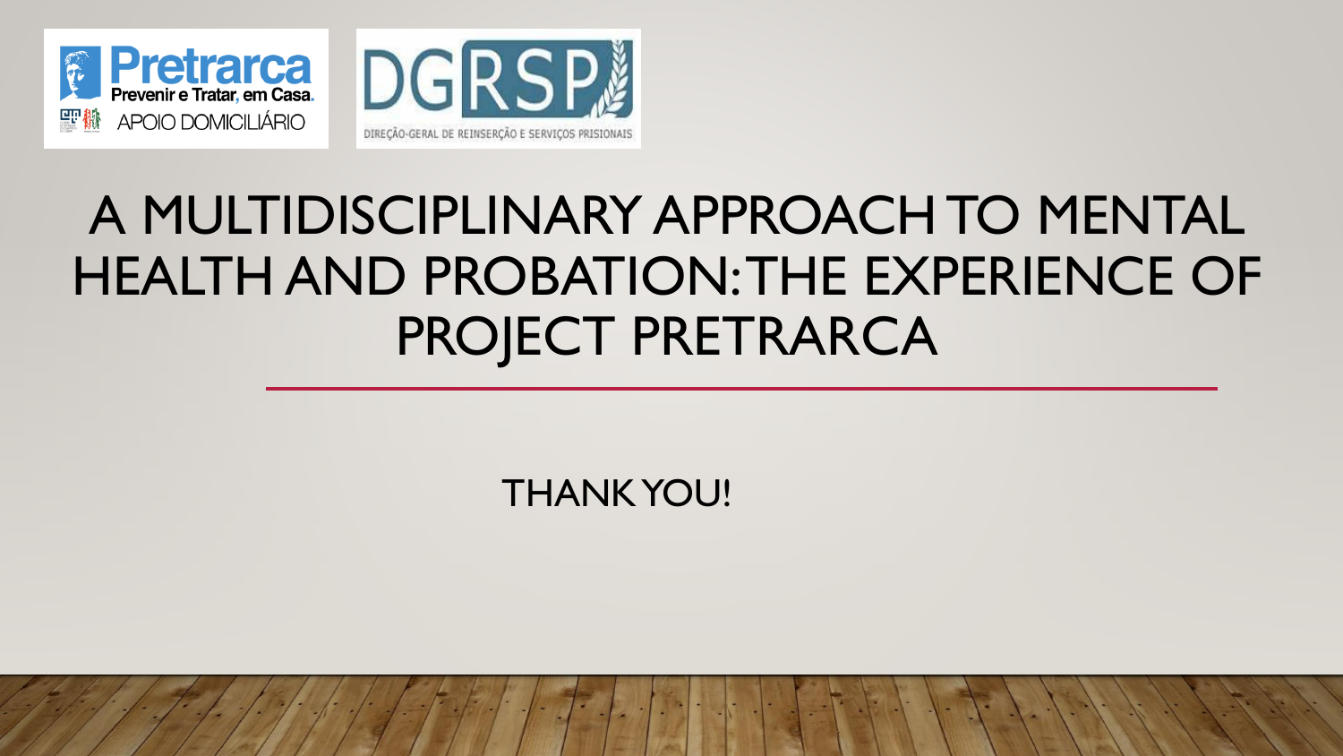Pretrarca
Prevenir e Tratar, em Casa.
APOIO DOMICILIÁRIO

DGRSP
DIREÇÃO-GERAL DE REINSERÇÃO E SERVIÇOS PRISIONAIS

# A MULTIDISCIPLINARY APPROACH TO MENTAL HEALTH AND PROBATION: THE EXPERIENCE OF PROJECT PRETRARCA

THANK YOU!